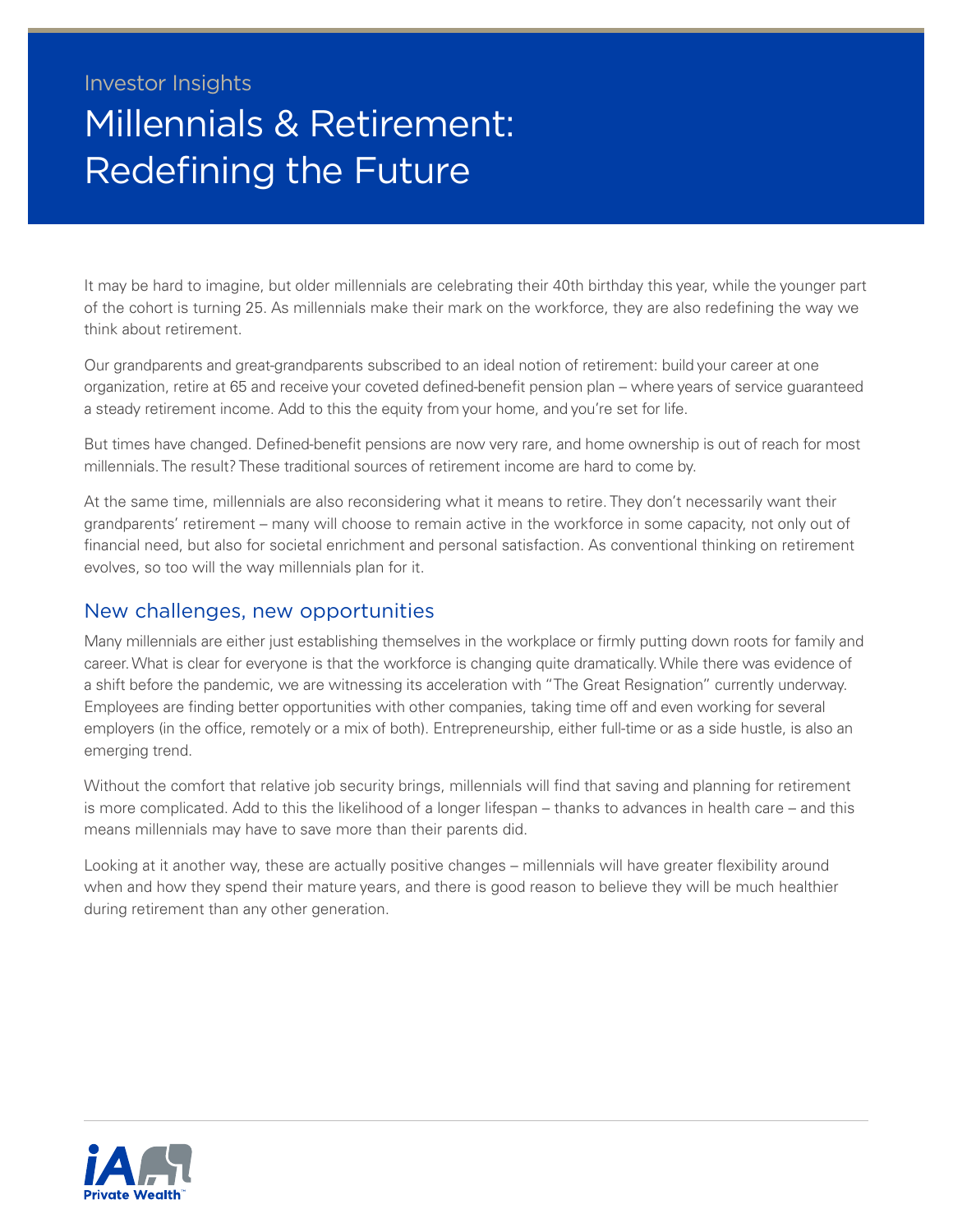Investor Insights

# Millennials & Retirement: Redefining the Future

It may be hard to imagine, but older millennials are celebrating their 40th birthday this year, while the younger part of the cohort is turning 25. As millennials make their mark on the workforce, they are also redefining the way we think about retirement.

Our grandparents and great-grandparents subscribed to an ideal notion of retirement: build your career at one organization, retire at 65 and receive your coveted defined-benefit pension plan – where years of service guaranteed a steady retirement income. Add to this the equity from your home, and you're set for life.

But times have changed. Defined-benefit pensions are now very rare, and home ownership is out of reach for most millennials. The result? These traditional sources of retirement income are hard to come by.

At the same time, millennials are also reconsidering what it means to retire. They don't necessarily want their grandparents' retirement – many will choose to remain active in the workforce in some capacity, not only out of financial need, but also for societal enrichment and personal satisfaction. As conventional thinking on retirement evolves, so too will the way millennials plan for it.

## New challenges, new opportunities

Many millennials are either just establishing themselves in the workplace or firmly putting down roots for family and career. What is clear for everyone is that the workforce is changing quite dramatically. While there was evidence of a shift before the pandemic, we are witnessing its acceleration with "The Great Resignation" currently underway. Employees are finding better opportunities with other companies, taking time off and even working for several employers (in the office, remotely or a mix of both). Entrepreneurship, either full-time or as a side hustle, is also an emerging trend.

Without the comfort that relative job security brings, millennials will find that saving and planning for retirement is more complicated. Add to this the likelihood of a longer lifespan – thanks to advances in health care – and this means millennials may have to save more than their parents did.

Looking at it another way, these are actually positive changes – millennials will have greater flexibility around when and how they spend their mature years, and there is good reason to believe they will be much healthier during retirement than any other generation.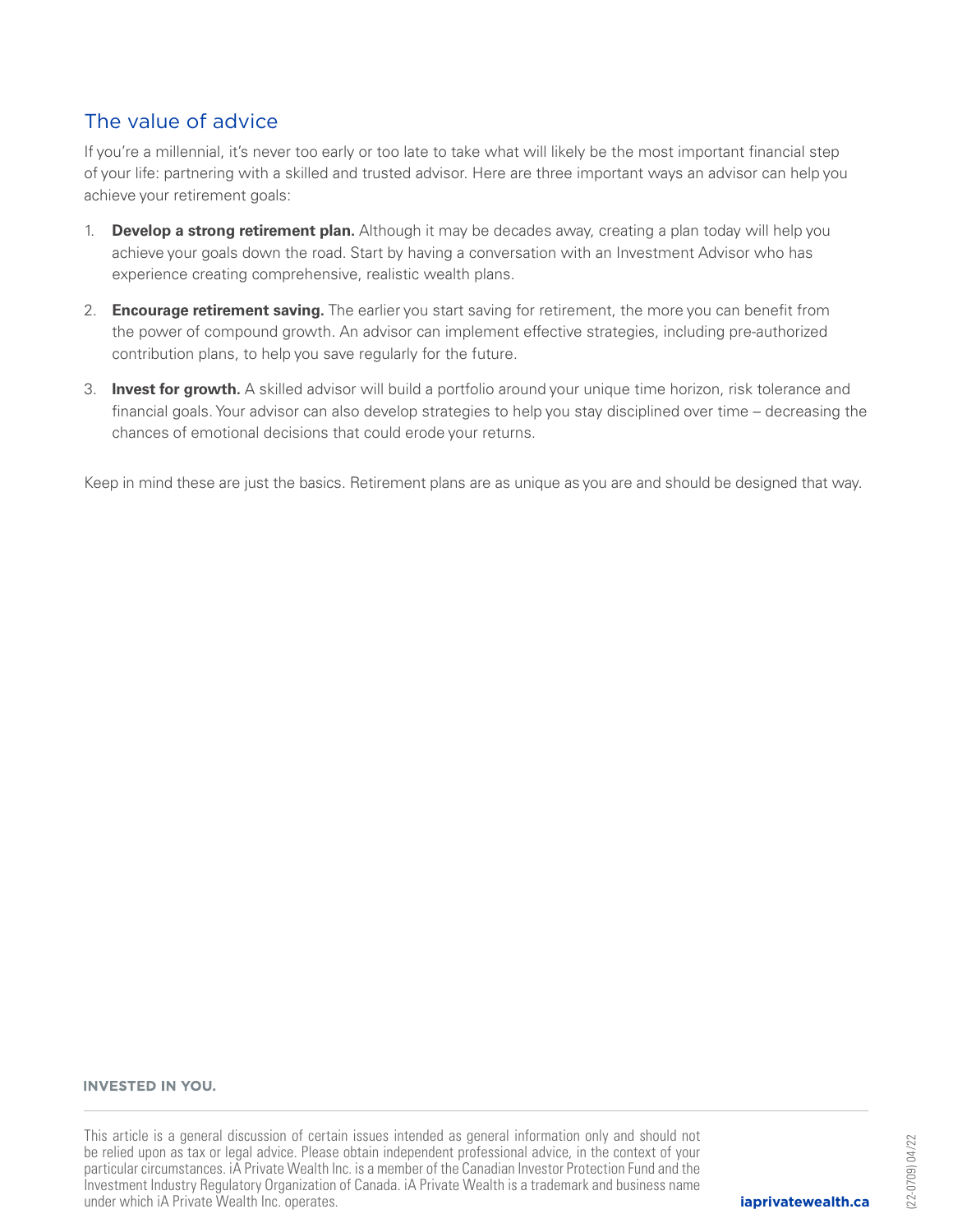## The value of advice

If you're a millennial, it's never too early or too late to take what will likely be the most important financial step of your life: partnering with a skilled and trusted advisor. Here are three important ways an advisor can help you achieve your retirement goals:

1. **Develop a strong retirement plan.** Although it may be decades away, creating a plan today will help you achieve your goals down the road. Start by having a conversation with an Investment Advisor who has experience creating comprehensive, realistic wealth plans.
2. **Encourage retirement saving.** The earlier you start saving for retirement, the more you can benefit from the power of compound growth. An advisor can implement effective strategies, including pre-authorized contribution plans, to help you save regularly for the future.
3. **Invest for growth.** A skilled advisor will build a portfolio around your unique time horizon, risk tolerance and financial goals. Your advisor can also develop strategies to help you stay disciplined over time – decreasing the chances of emotional decisions that could erode your returns.

Keep in mind these are just the basics. Retirement plans are as unique as you are and should be designed that way.

**INVESTED IN YOU.**

This article is a general discussion of certain issues intended as general information only and should not be relied upon as tax or legal advice. Please obtain independent professional advice, in the context of your particular circumstances. iA Private Wealth Inc. is a member of the Canadian Investor Protection Fund and the Investment Industry Regulatory Organization of Canada. iA Private Wealth is a trademark and business name under which iA Private Wealth Inc. operates.

**iaprivatewealth.ca**

(22-0709) 04/22